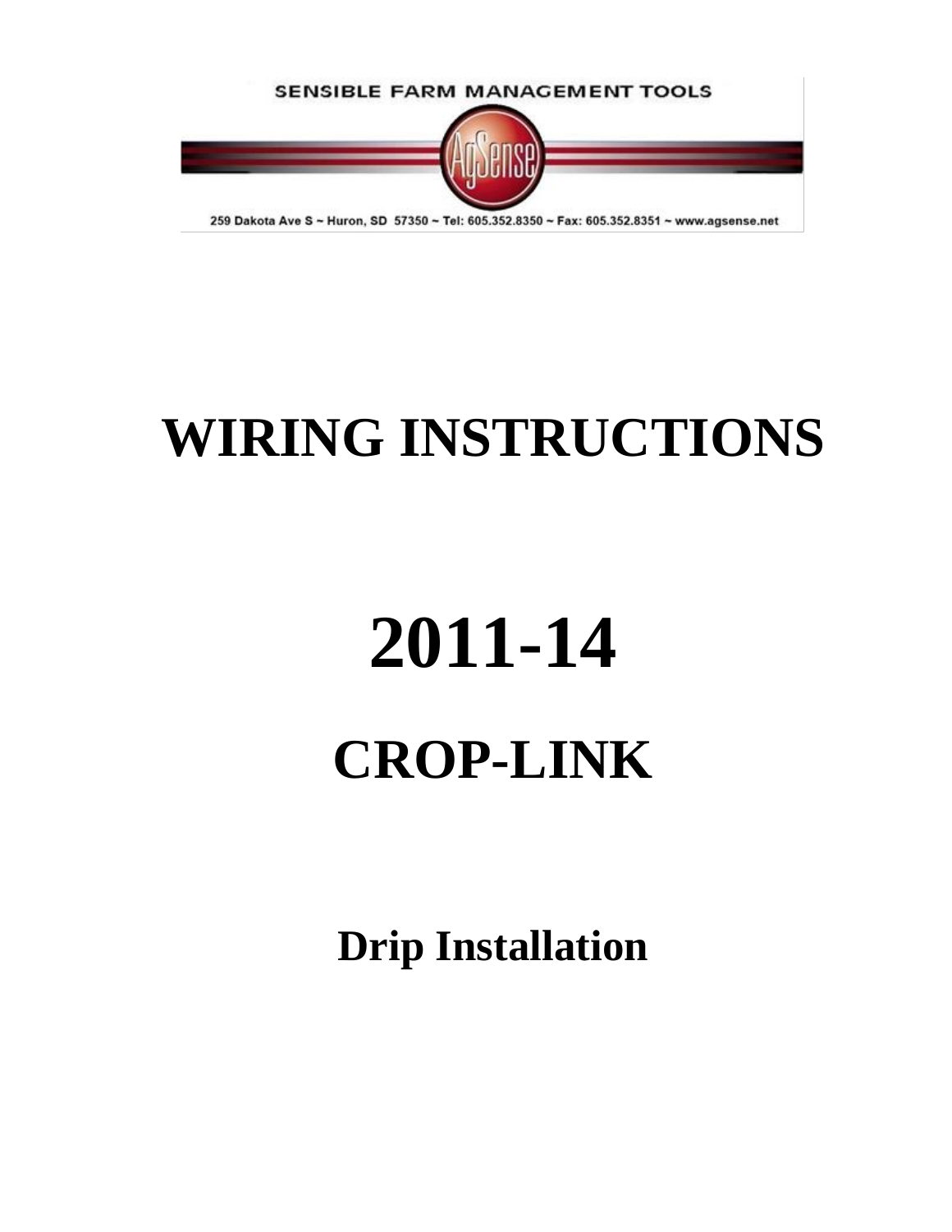SENSIBLE FARM MANAGEMENT TOOLS

AgSense

259 Dakota Ave S ~ Huron, SD 57350 ~ Tel: 605.352.8350 ~ Fax: 605.352.8351 ~ www.agsense.net

# WIRING INSTRUCTIONS

# 2011-14

# CROP-LINK

## Drip Installation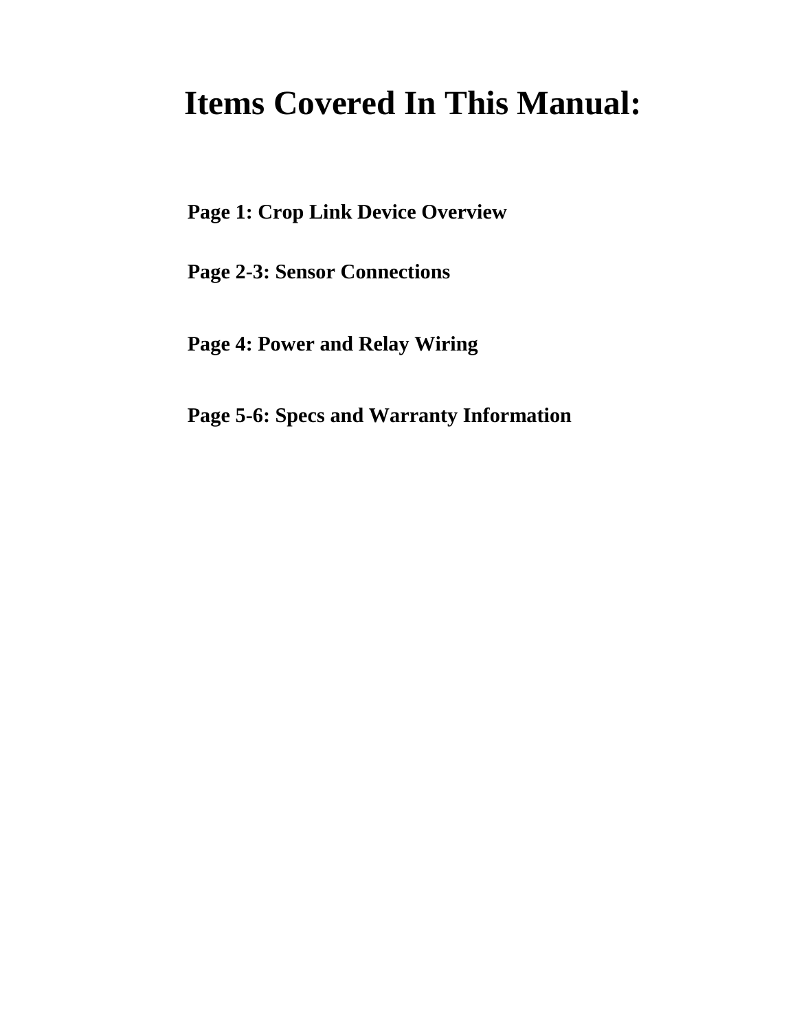# Items Covered In This Manual:

**Page 1: Crop Link Device Overview**

**Page 2-3: Sensor Connections**

**Page 4: Power and Relay Wiring**

**Page 5-6: Specs and Warranty Information**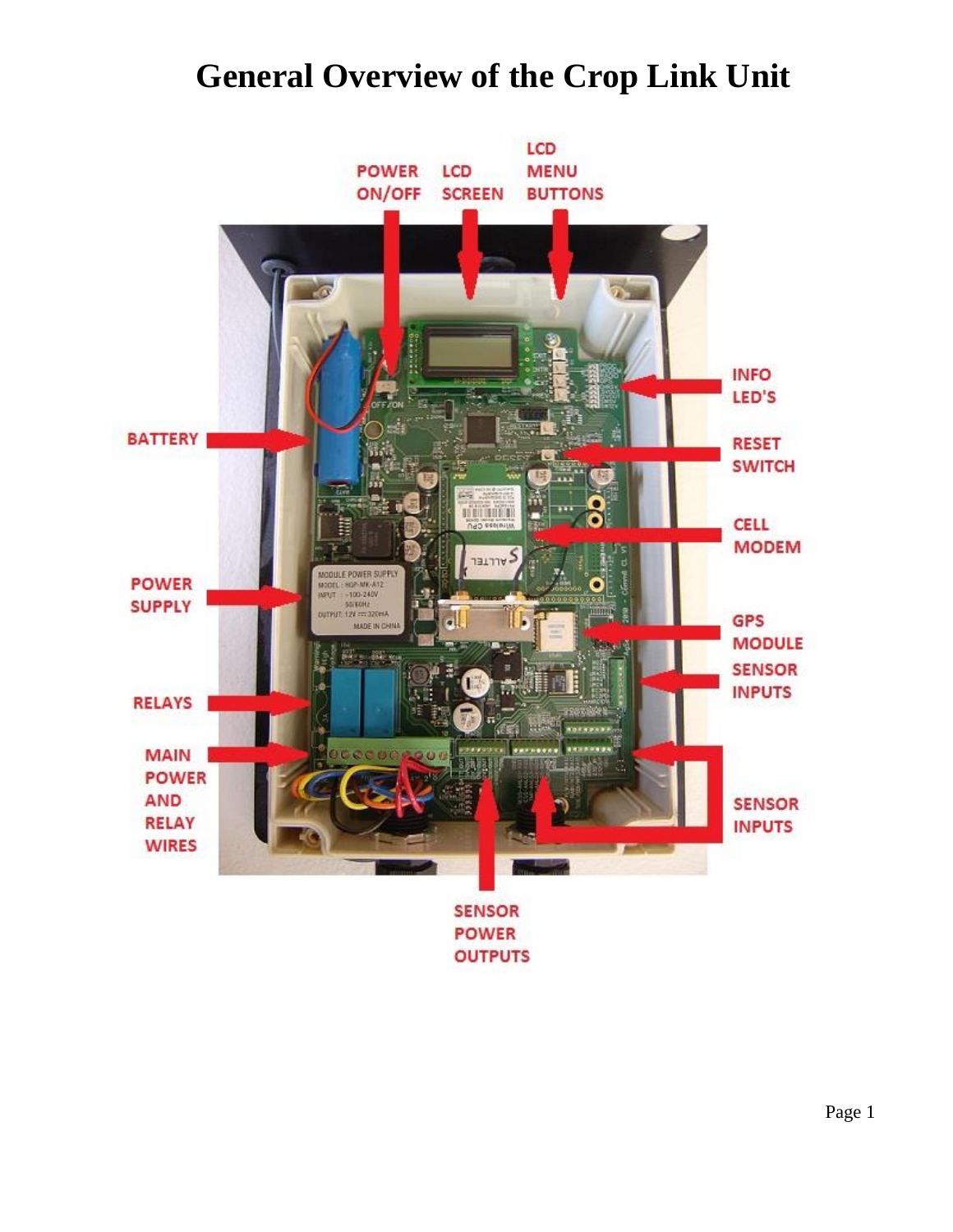# General Overview of the Crop Link Unit

POWER ON/OFF

LCD SCREEN

LCD MENU BUTTONS

INFO LED'S

BATTERY

RESET SWITCH

CELL MODEM

POWER SUPPLY

GPS MODULE

SENSOR INPUTS

RELAYS

MAIN POWER AND RELAY WIRES

SENSOR INPUTS

SENSOR POWER OUTPUTS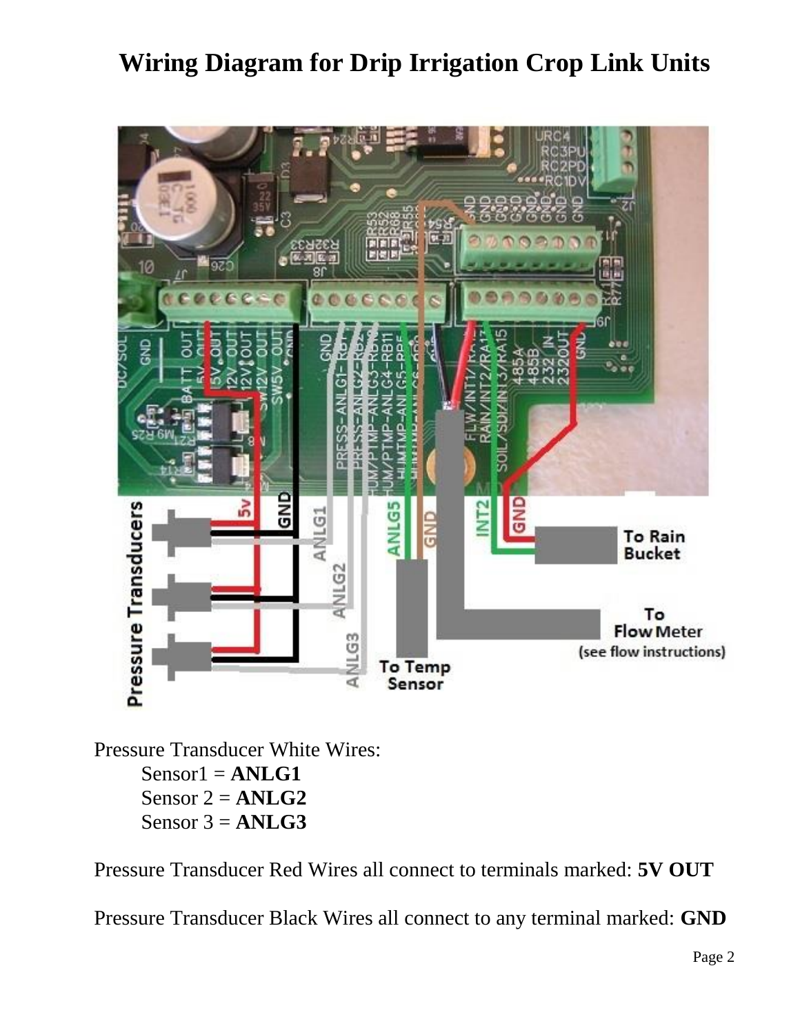# Wiring Diagram for Drip Irrigation Crop Link Units

Pressure Transducer White Wires:

Sensor1 = **ANLG1**
Sensor 2 = **ANLG2**
Sensor 3 = **ANLG3**

Pressure Transducer Red Wires all connect to terminals marked: **5V OUT**

Pressure Transducer Black Wires all connect to any terminal marked: **GND**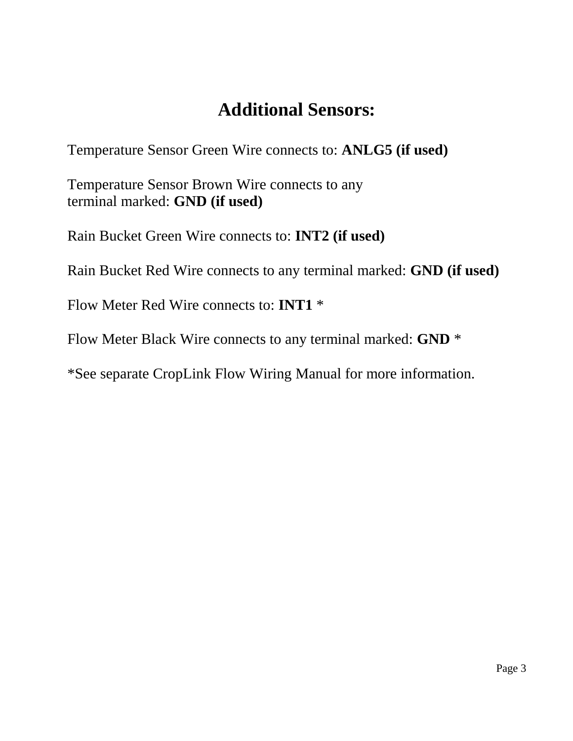# Additional Sensors:

Temperature Sensor Green Wire connects to: **ANLG5 (if used)**

Temperature Sensor Brown Wire connects to any terminal marked: **GND (if used)**

Rain Bucket Green Wire connects to: **INT2 (if used)**

Rain Bucket Red Wire connects to any terminal marked: **GND (if used)**

Flow Meter Red Wire connects to: **INT1** *

Flow Meter Black Wire connects to any terminal marked: **GND** *

*See separate CropLink Flow Wiring Manual for more information.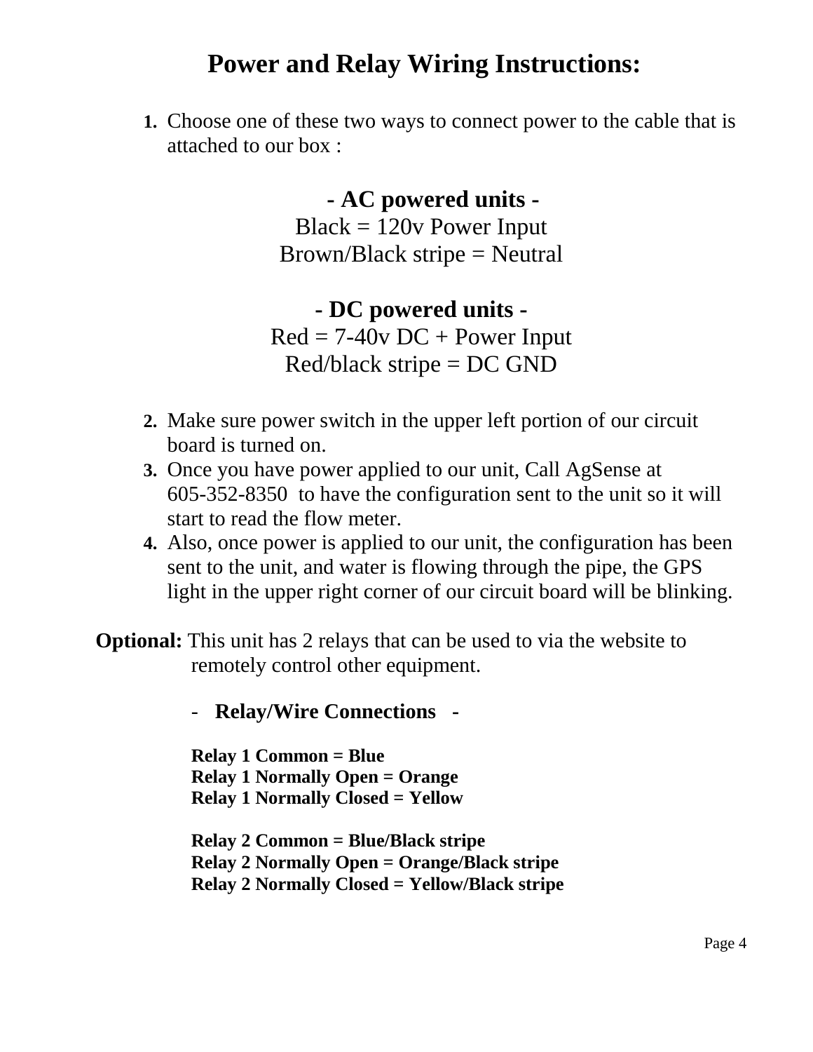# Power and Relay Wiring Instructions:

1. Choose one of these two ways to connect power to the cable that is attached to our box :

**- AC powered units -**

Black = 120v Power Input

Brown/Black stripe = Neutral

**- DC powered units -**

Red = 7-40v DC + Power Input

Red/black stripe = DC GND

2. Make sure power switch in the upper left portion of our circuit board is turned on.
3. Once you have power applied to our unit, Call AgSense at 605-352-8350 to have the configuration sent to the unit so it will start to read the flow meter.
4. Also, once power is applied to our unit, the configuration has been sent to the unit, and water is flowing through the pipe, the GPS light in the upper right corner of our circuit board will be blinking.

**Optional:** This unit has 2 relays that can be used to via the website to remotely control other equipment.

- **Relay/Wire Connections -**

**Relay 1 Common = Blue**
**Relay 1 Normally Open = Orange**
**Relay 1 Normally Closed = Yellow**

**Relay 2 Common = Blue/Black stripe**
**Relay 2 Normally Open = Orange/Black stripe**
**Relay 2 Normally Closed = Yellow/Black stripe**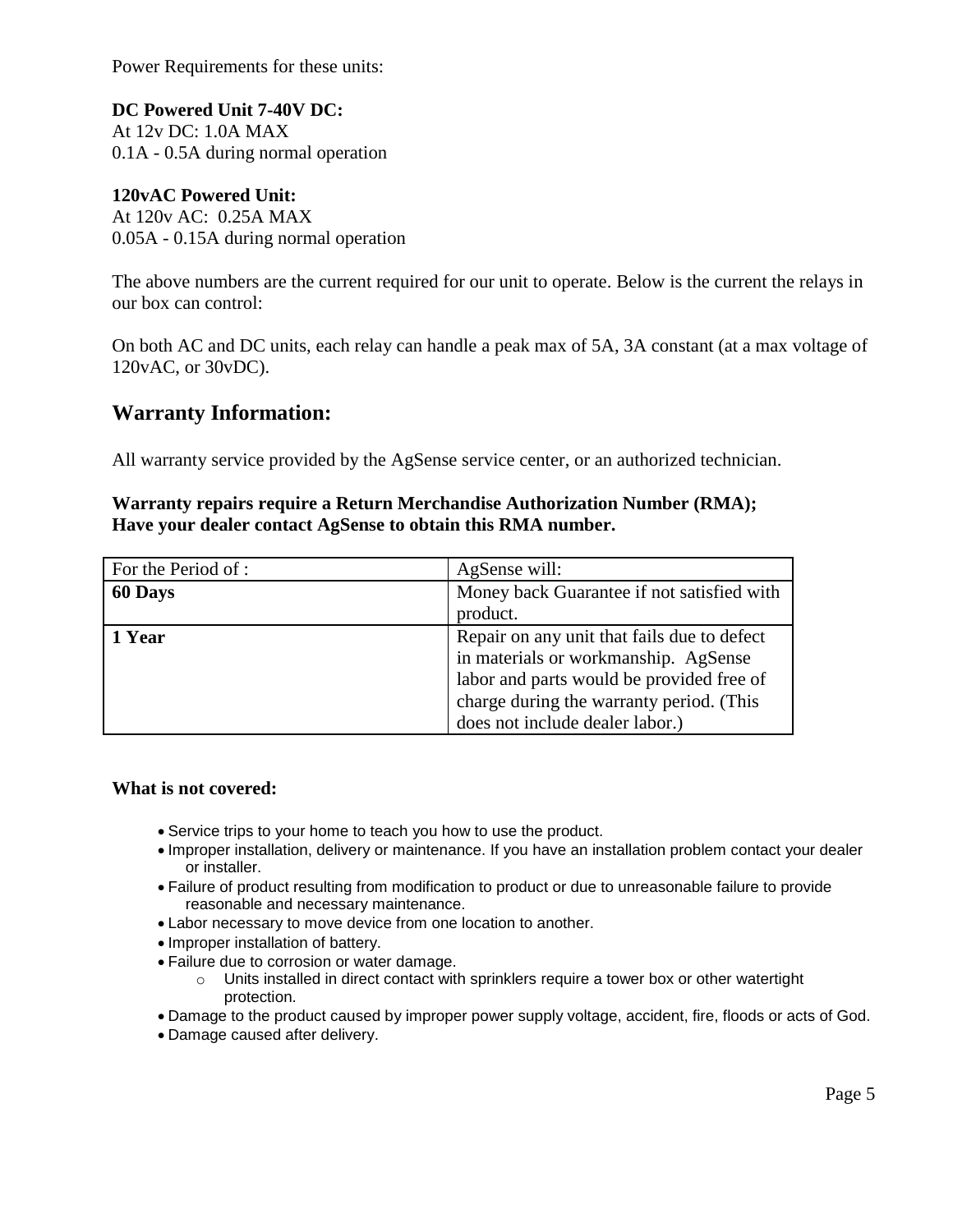Power Requirements for these units:

**DC Powered Unit 7-40V DC:**
At 12v DC: 1.0A MAX
0.1A - 0.5A during normal operation

**120vAC Powered Unit:**
At 120v AC: 0.25A MAX
0.05A - 0.15A during normal operation

The above numbers are the current required for our unit to operate. Below is the current the relays in our box can control:

On both AC and DC units, each relay can handle a peak max of 5A, 3A constant (at a max voltage of 120vAC, or 30vDC).

## Warranty Information:

All warranty service provided by the AgSense service center, or an authorized technician.

**Warranty repairs require a Return Merchandise Authorization Number (RMA); Have your dealer contact AgSense to obtain this RMA number.**

| For the Period of : | AgSense will: |
| --- | --- |
| **60 Days** | Money back Guarantee if not satisfied with product. |
| **1 Year** | Repair on any unit that fails due to defect in materials or workmanship. AgSense labor and parts would be provided free of charge during the warranty period. (This does not include dealer labor.) |

**What is not covered:**

- Service trips to your home to teach you how to use the product.
- Improper installation, delivery or maintenance. If you have an installation problem contact your dealer or installer.
- Failure of product resulting from modification to product or due to unreasonable failure to provide reasonable and necessary maintenance.
- Labor necessary to move device from one location to another.
- Improper installation of battery.
- Failure due to corrosion or water damage.
  - Units installed in direct contact with sprinklers require a tower box or other watertight protection.
- Damage to the product caused by improper power supply voltage, accident, fire, floods or acts of God.
- Damage caused after delivery.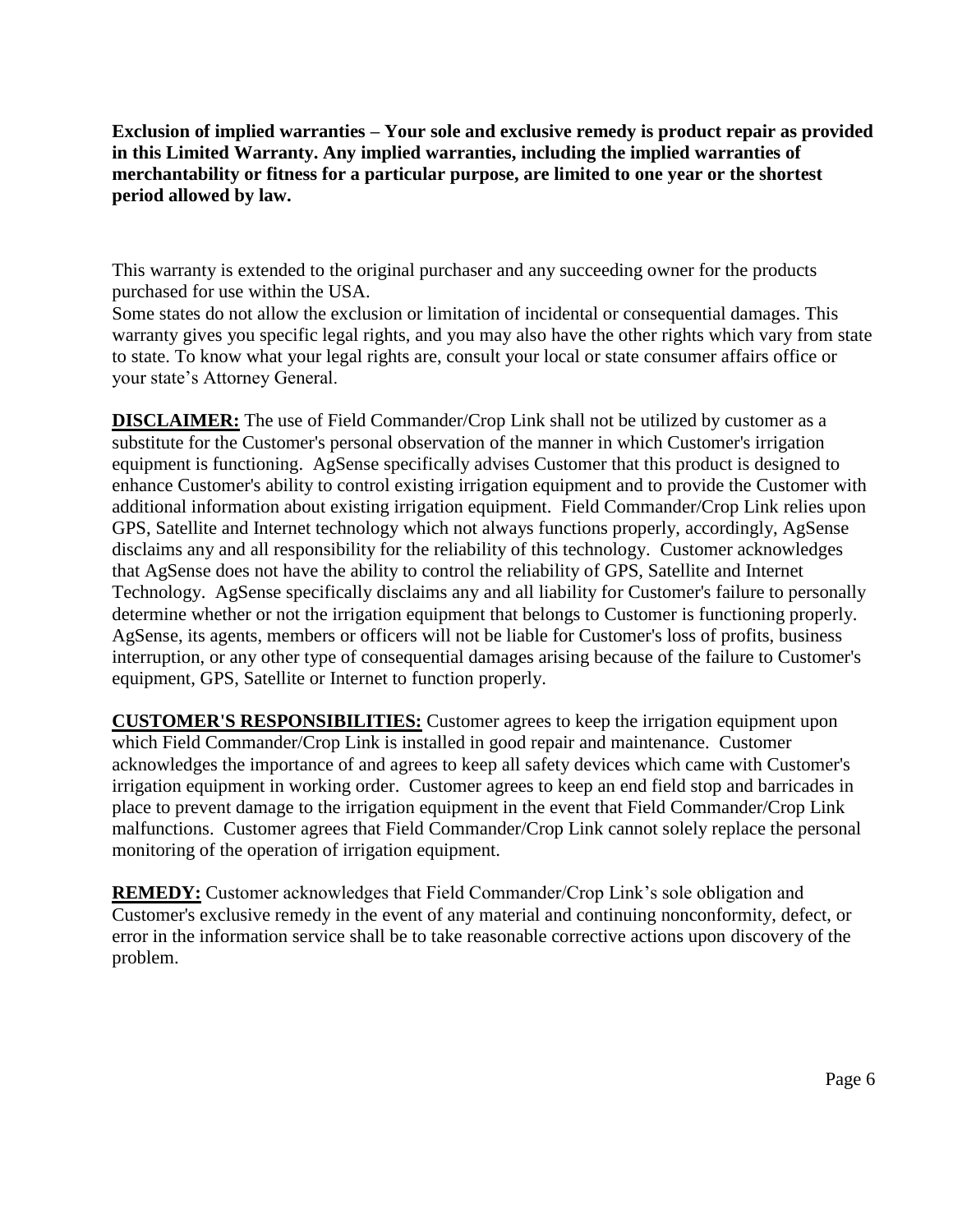**Exclusion of implied warranties – Your sole and exclusive remedy is product repair as provided in this Limited Warranty. Any implied warranties, including the implied warranties of merchantability or fitness for a particular purpose, are limited to one year or the shortest period allowed by law.**

This warranty is extended to the original purchaser and any succeeding owner for the products purchased for use within the USA.
Some states do not allow the exclusion or limitation of incidental or consequential damages. This warranty gives you specific legal rights, and you may also have the other rights which vary from state to state. To know what your legal rights are, consult your local or state consumer affairs office or your state's Attorney General.

**DISCLAIMER:** The use of Field Commander/Crop Link shall not be utilized by customer as a substitute for the Customer's personal observation of the manner in which Customer's irrigation equipment is functioning. AgSense specifically advises Customer that this product is designed to enhance Customer's ability to control existing irrigation equipment and to provide the Customer with additional information about existing irrigation equipment. Field Commander/Crop Link relies upon GPS, Satellite and Internet technology which not always functions properly, accordingly, AgSense disclaims any and all responsibility for the reliability of this technology. Customer acknowledges that AgSense does not have the ability to control the reliability of GPS, Satellite and Internet Technology. AgSense specifically disclaims any and all liability for Customer's failure to personally determine whether or not the irrigation equipment that belongs to Customer is functioning properly. AgSense, its agents, members or officers will not be liable for Customer's loss of profits, business interruption, or any other type of consequential damages arising because of the failure to Customer's equipment, GPS, Satellite or Internet to function properly.

**CUSTOMER'S RESPONSIBILITIES:** Customer agrees to keep the irrigation equipment upon which Field Commander/Crop Link is installed in good repair and maintenance. Customer acknowledges the importance of and agrees to keep all safety devices which came with Customer's irrigation equipment in working order. Customer agrees to keep an end field stop and barricades in place to prevent damage to the irrigation equipment in the event that Field Commander/Crop Link malfunctions. Customer agrees that Field Commander/Crop Link cannot solely replace the personal monitoring of the operation of irrigation equipment.

**REMEDY:** Customer acknowledges that Field Commander/Crop Link's sole obligation and Customer's exclusive remedy in the event of any material and continuing nonconformity, defect, or error in the information service shall be to take reasonable corrective actions upon discovery of the problem.